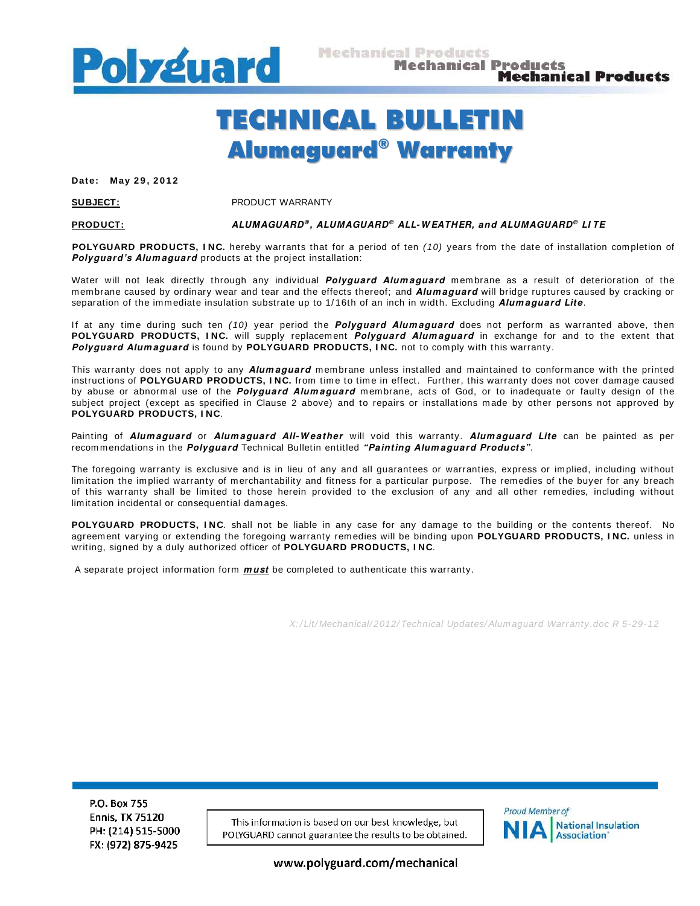# TECHNICAL BULLETIN

## Alumaguard® Warranty

**Date: May 29, 2012**

**SUBJECT:** PRODUCT WARRANTY

**PRODUCT:** ***ALUMAGUARD®, ALUMAGUARD® ALL-WEATHER, and ALUMAGUARD® LITE***

**POLYGUARD PRODUCTS, INC.** hereby warrants that for a period of ten *(10)* years from the date of installation completion of ***Polyguard's Alumaguard*** products at the project installation:

Water will not leak directly through any individual ***Polyguard Alumaguard*** membrane as a result of deterioration of the membrane caused by ordinary wear and tear and the effects thereof; and ***Alumaguard*** will bridge ruptures caused by cracking or separation of the immediate insulation substrate up to 1/16th of an inch in width. Excluding ***Alumaguard Lite***.

If at any time during such ten *(10)* year period the ***Polyguard Alumaguard*** does not perform as warranted above, then **POLYGUARD PRODUCTS, INC.** will supply replacement ***Polyguard Alumaguard*** in exchange for and to the extent that ***Polyguard Alumaguard*** is found by **POLYGUARD PRODUCTS, INC.** not to comply with this warranty.

This warranty does not apply to any ***Alumaguard*** membrane unless installed and maintained to conformance with the printed instructions of **POLYGUARD PRODUCTS, INC.** from time to time in effect. Further, this warranty does not cover damage caused by abuse or abnormal use of the ***Polyguard Alumaguard*** membrane, acts of God, or to inadequate or faulty design of the subject project (except as specified in Clause 2 above) and to repairs or installations made by other persons not approved by **POLYGUARD PRODUCTS, INC**.

Painting of ***Alumaguard*** or ***Alumaguard All-Weather*** will void this warranty. ***Alumaguard Lite*** can be painted as per recommendations in the ***Polyguard*** Technical Bulletin entitled ***"Painting Alumaguard Products"***.

The foregoing warranty is exclusive and is in lieu of any and all guarantees or warranties, express or implied, including without limitation the implied warranty of merchantability and fitness for a particular purpose. The remedies of the buyer for any breach of this warranty shall be limited to those herein provided to the exclusion of any and all other remedies, including without limitation incidental or consequential damages.

**POLYGUARD PRODUCTS, INC**. shall not be liable in any case for any damage to the building or the contents thereof. No agreement varying or extending the foregoing warranty remedies will be binding upon **POLYGUARD PRODUCTS, INC.** unless in writing, signed by a duly authorized officer of **POLYGUARD PRODUCTS, INC**.

A separate project information form ***must*** be completed to authenticate this warranty.

*X:/Lit/Mechanical/2012/Technical Updates/Alumaguard Warranty.doc R 5-29-12*

P.O. Box 755
Ennis, TX 75120
PH: (214) 515-5000
FX: (972) 875-9425

This information is based on our best knowledge, but POLYGUARD cannot guarantee the results to be obtained.

Proud Member of NIA National Insulation Association

www.polyguard.com/mechanical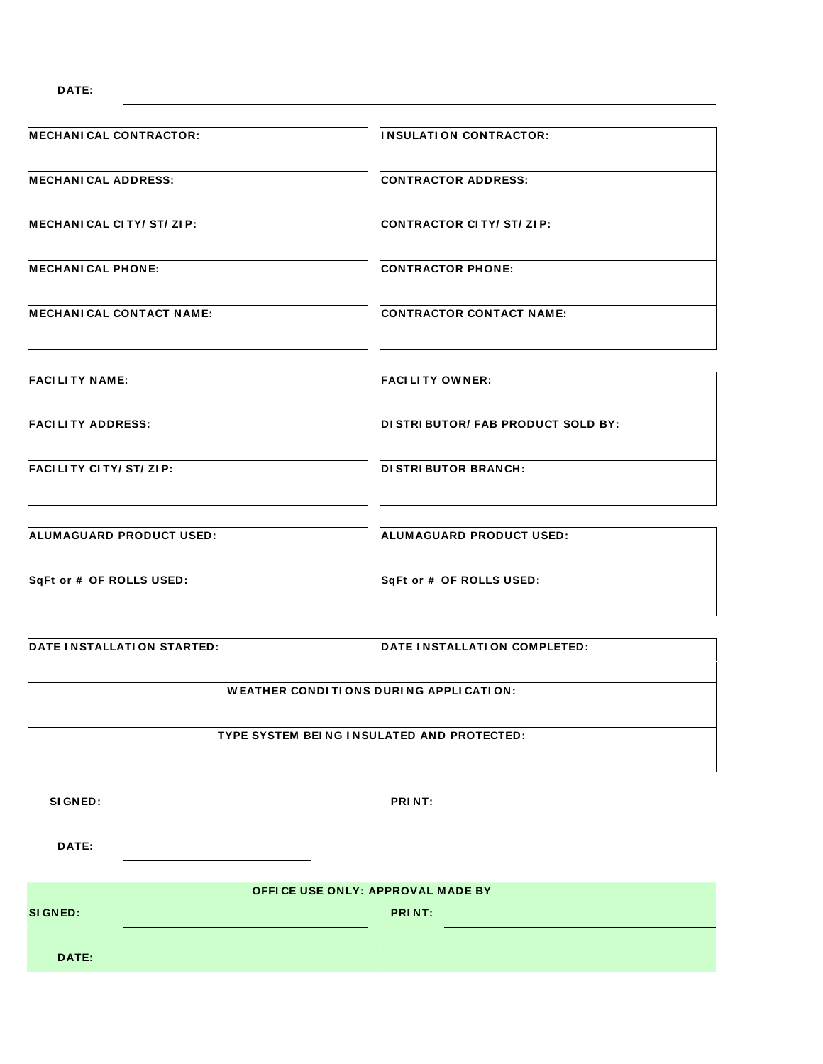DATE: ______________________________

| | |
|---|---|
| MECHANICAL CONTRACTOR: | INSULATION CONTRACTOR: |
| MECHANICAL ADDRESS: | CONTRACTOR ADDRESS: |
| MECHANICAL CITY/ST/ZIP: | CONTRACTOR CITY/ST/ZIP: |
| MECHANICAL PHONE: | CONTRACTOR PHONE: |
| MECHANICAL CONTACT NAME: | CONTRACTOR CONTACT NAME: |

| | |
|---|---|
| FACILITY NAME: | FACILITY OWNER: |
| FACILITY ADDRESS: | DISTRIBUTOR/FAB PRODUCT SOLD BY: |
| FACILITY CITY/ST/ZIP: | DISTRIBUTOR BRANCH: |

| | |
|---|---|
| ALUMAGUARD PRODUCT USED: | ALUMAGUARD PRODUCT USED: |
| SqFt or # OF ROLLS USED: | SqFt or # OF ROLLS USED: |

| | |
|---|---|
| DATE INSTALLATION STARTED: | DATE INSTALLATION COMPLETED: |
| WEATHER CONDITIONS DURING APPLICATION: | |
| TYPE SYSTEM BEING INSULATED AND PROTECTED: | |

SIGNED: ______________________________ PRINT: ______________________________

DATE: ______________________________

**OFFICE USE ONLY: APPROVAL MADE BY**

SIGNED: ______________________________ PRINT: ______________________________

DATE: ______________________________